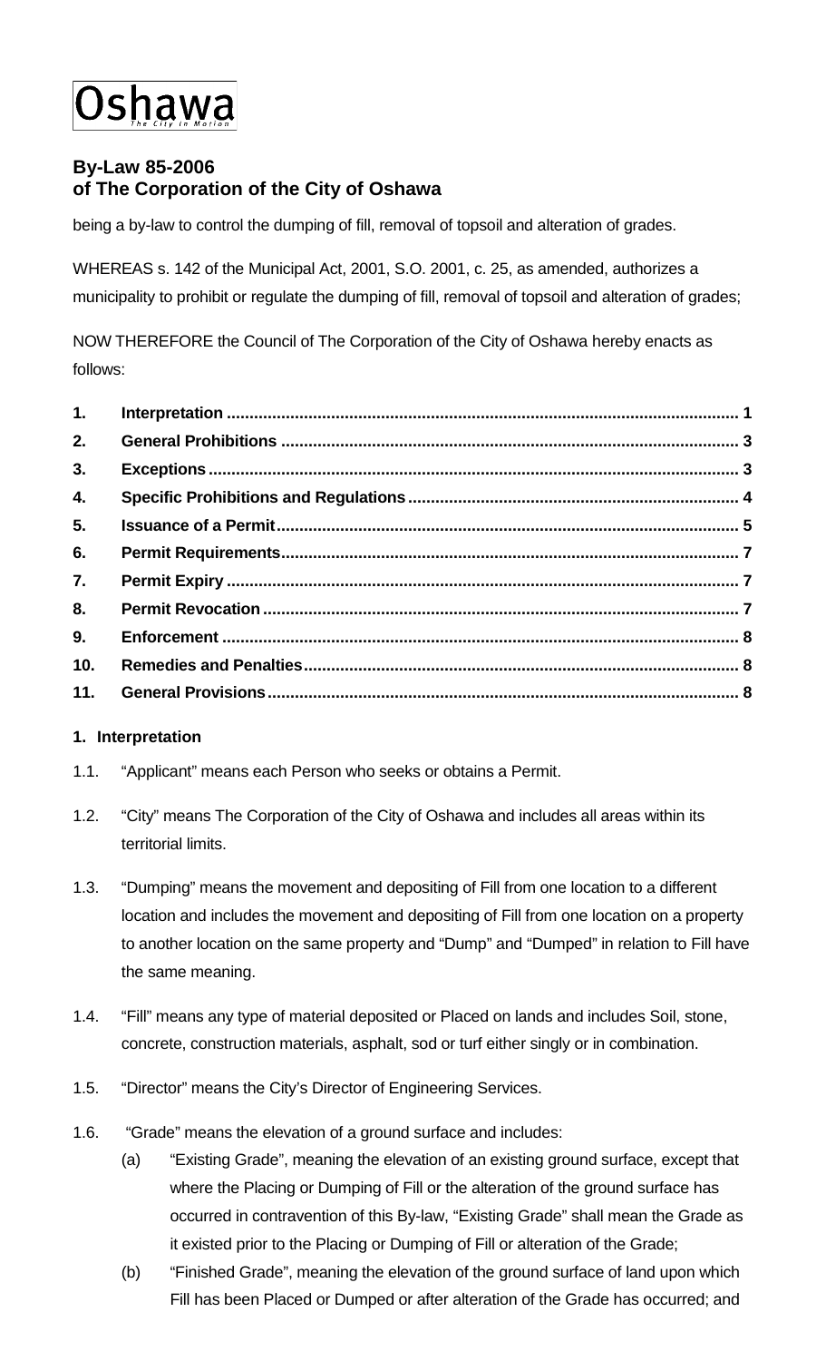Oshawa
*The City in Motion*

## By-Law 85-2006
## of The Corporation of the City of Oshawa

being a by-law to control the dumping of fill, removal of topsoil and alteration of grades.

WHEREAS s. 142 of the Municipal Act, 2001, S.O. 2001, c. 25, as amended, authorizes a municipality to prohibit or regulate the dumping of fill, removal of topsoil and alteration of grades;

NOW THEREFORE the Council of The Corporation of the City of Oshawa hereby enacts as follows:

| | | |
|---|---|---|
| **1.** | **Interpretation** | **1** |
| **2.** | **General Prohibitions** | **3** |
| **3.** | **Exceptions** | **3** |
| **4.** | **Specific Prohibitions and Regulations** | **4** |
| **5.** | **Issuance of a Permit** | **5** |
| **6.** | **Permit Requirements** | **7** |
| **7.** | **Permit Expiry** | **7** |
| **8.** | **Permit Revocation** | **7** |
| **9.** | **Enforcement** | **8** |
| **10.** | **Remedies and Penalties** | **8** |
| **11.** | **General Provisions** | **8** |

### 1. Interpretation

1.1. "Applicant" means each Person who seeks or obtains a Permit.

1.2. "City" means The Corporation of the City of Oshawa and includes all areas within its territorial limits.

1.3. "Dumping" means the movement and depositing of Fill from one location to a different location and includes the movement and depositing of Fill from one location on a property to another location on the same property and "Dump" and "Dumped" in relation to Fill have the same meaning.

1.4. "Fill" means any type of material deposited or Placed on lands and includes Soil, stone, concrete, construction materials, asphalt, sod or turf either singly or in combination.

1.5. "Director" means the City's Director of Engineering Services.

1.6. "Grade" means the elevation of a ground surface and includes:

(a) "Existing Grade", meaning the elevation of an existing ground surface, except that where the Placing or Dumping of Fill or the alteration of the ground surface has occurred in contravention of this By-law, "Existing Grade" shall mean the Grade as it existed prior to the Placing or Dumping of Fill or alteration of the Grade;

(b) "Finished Grade", meaning the elevation of the ground surface of land upon which Fill has been Placed or Dumped or after alteration of the Grade has occurred; and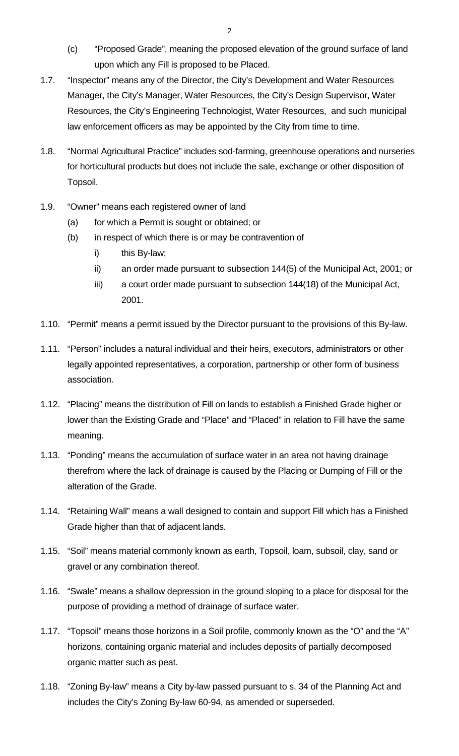(c) "Proposed Grade", meaning the proposed elevation of the ground surface of land upon which any Fill is proposed to be Placed.

1.7. "Inspector" means any of the Director, the City's Development and Water Resources Manager, the City's Manager, Water Resources, the City's Design Supervisor, Water Resources, the City's Engineering Technologist, Water Resources, and such municipal law enforcement officers as may be appointed by the City from time to time.

1.8. "Normal Agricultural Practice" includes sod-farming, greenhouse operations and nurseries for horticultural products but does not include the sale, exchange or other disposition of Topsoil.

1.9. "Owner" means each registered owner of land

- (a) for which a Permit is sought or obtained; or
- (b) in respect of which there is or may be contravention of
  - i) this By-law;
  - ii) an order made pursuant to subsection 144(5) of the Municipal Act, 2001; or
  - iii) a court order made pursuant to subsection 144(18) of the Municipal Act, 2001.

1.10. "Permit" means a permit issued by the Director pursuant to the provisions of this By-law.

1.11. "Person" includes a natural individual and their heirs, executors, administrators or other legally appointed representatives, a corporation, partnership or other form of business association.

1.12. "Placing" means the distribution of Fill on lands to establish a Finished Grade higher or lower than the Existing Grade and "Place" and "Placed" in relation to Fill have the same meaning.

1.13. "Ponding" means the accumulation of surface water in an area not having drainage therefrom where the lack of drainage is caused by the Placing or Dumping of Fill or the alteration of the Grade.

1.14. "Retaining Wall" means a wall designed to contain and support Fill which has a Finished Grade higher than that of adjacent lands.

1.15. "Soil" means material commonly known as earth, Topsoil, loam, subsoil, clay, sand or gravel or any combination thereof.

1.16. "Swale" means a shallow depression in the ground sloping to a place for disposal for the purpose of providing a method of drainage of surface water.

1.17. "Topsoil" means those horizons in a Soil profile, commonly known as the "O" and the "A" horizons, containing organic material and includes deposits of partially decomposed organic matter such as peat.

1.18. "Zoning By-law" means a City by-law passed pursuant to s. 34 of the Planning Act and includes the City's Zoning By-law 60-94, as amended or superseded.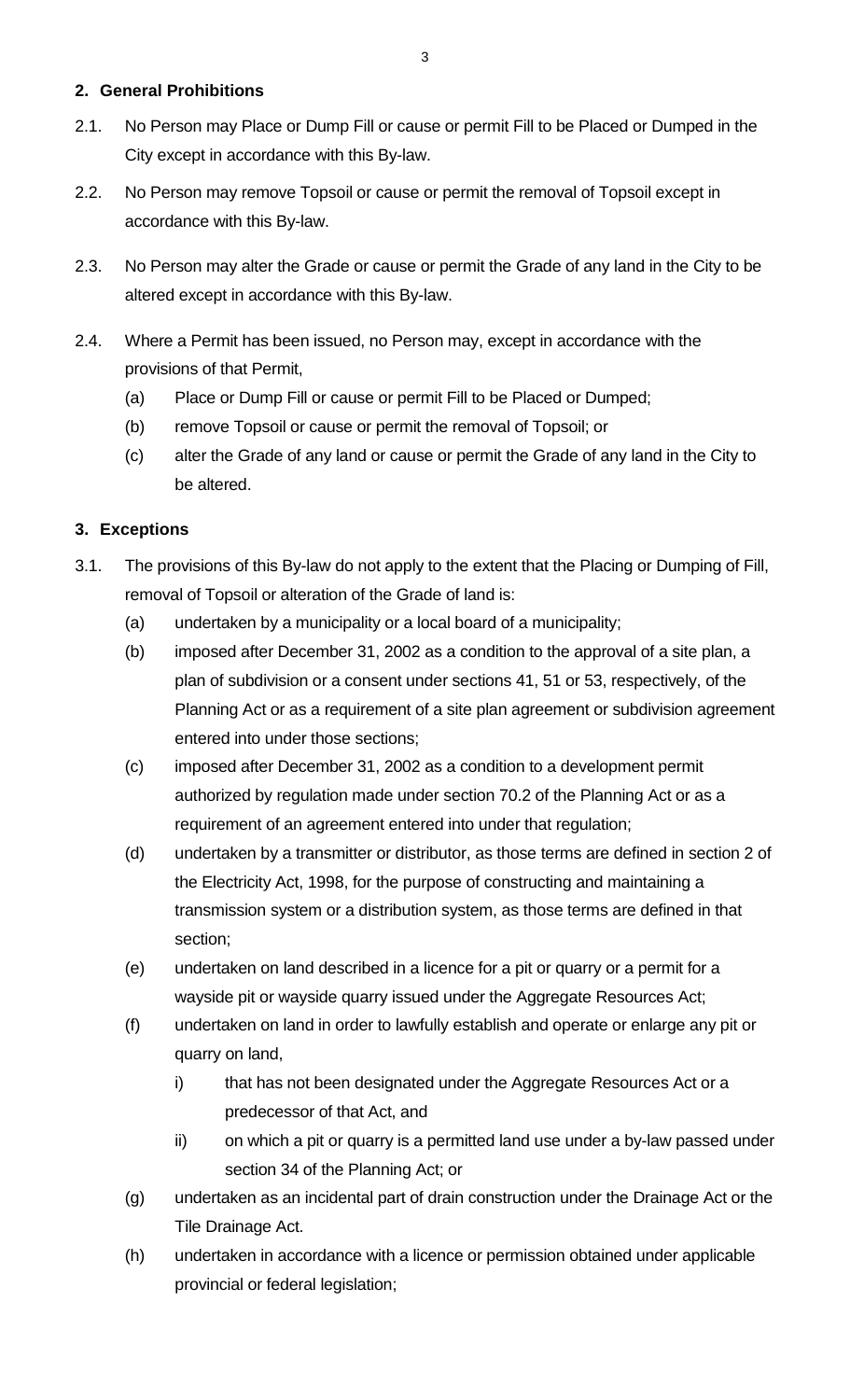## 2. General Prohibitions

2.1. No Person may Place or Dump Fill or cause or permit Fill to be Placed or Dumped in the City except in accordance with this By-law.

2.2. No Person may remove Topsoil or cause or permit the removal of Topsoil except in accordance with this By-law.

2.3. No Person may alter the Grade or cause or permit the Grade of any land in the City to be altered except in accordance with this By-law.

2.4. Where a Permit has been issued, no Person may, except in accordance with the provisions of that Permit,

- (a) Place or Dump Fill or cause or permit Fill to be Placed or Dumped;
- (b) remove Topsoil or cause or permit the removal of Topsoil; or
- (c) alter the Grade of any land or cause or permit the Grade of any land in the City to be altered.

## 3. Exceptions

3.1. The provisions of this By-law do not apply to the extent that the Placing or Dumping of Fill, removal of Topsoil or alteration of the Grade of land is:

- (a) undertaken by a municipality or a local board of a municipality;
- (b) imposed after December 31, 2002 as a condition to the approval of a site plan, a plan of subdivision or a consent under sections 41, 51 or 53, respectively, of the Planning Act or as a requirement of a site plan agreement or subdivision agreement entered into under those sections;
- (c) imposed after December 31, 2002 as a condition to a development permit authorized by regulation made under section 70.2 of the Planning Act or as a requirement of an agreement entered into under that regulation;
- (d) undertaken by a transmitter or distributor, as those terms are defined in section 2 of the Electricity Act, 1998, for the purpose of constructing and maintaining a transmission system or a distribution system, as those terms are defined in that section;
- (e) undertaken on land described in a licence for a pit or quarry or a permit for a wayside pit or wayside quarry issued under the Aggregate Resources Act;
- (f) undertaken on land in order to lawfully establish and operate or enlarge any pit or quarry on land,
  - i) that has not been designated under the Aggregate Resources Act or a predecessor of that Act, and
  - ii) on which a pit or quarry is a permitted land use under a by-law passed under section 34 of the Planning Act; or
- (g) undertaken as an incidental part of drain construction under the Drainage Act or the Tile Drainage Act.
- (h) undertaken in accordance with a licence or permission obtained under applicable provincial or federal legislation;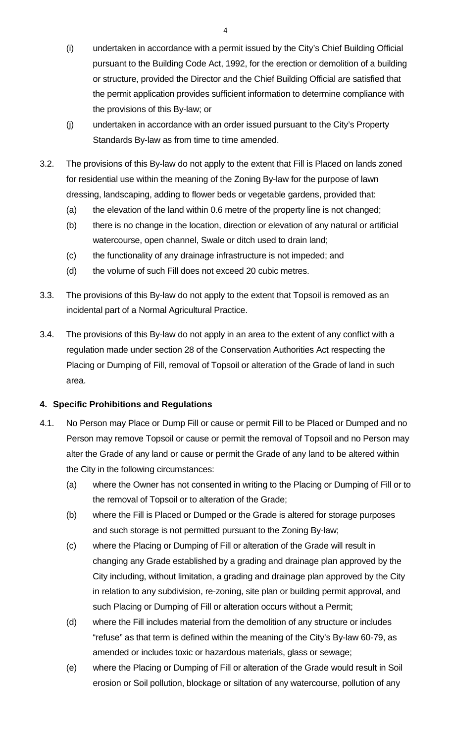(i) undertaken in accordance with a permit issued by the City's Chief Building Official pursuant to the Building Code Act, 1992, for the erection or demolition of a building or structure, provided the Director and the Chief Building Official are satisfied that the permit application provides sufficient information to determine compliance with the provisions of this By-law; or

(j) undertaken in accordance with an order issued pursuant to the City's Property Standards By-law as from time to time amended.

3.2. The provisions of this By-law do not apply to the extent that Fill is Placed on lands zoned for residential use within the meaning of the Zoning By-law for the purpose of lawn dressing, landscaping, adding to flower beds or vegetable gardens, provided that:

(a) the elevation of the land within 0.6 metre of the property line is not changed;

(b) there is no change in the location, direction or elevation of any natural or artificial watercourse, open channel, Swale or ditch used to drain land;

(c) the functionality of any drainage infrastructure is not impeded; and

(d) the volume of such Fill does not exceed 20 cubic metres.

3.3. The provisions of this By-law do not apply to the extent that Topsoil is removed as an incidental part of a Normal Agricultural Practice.

3.4. The provisions of this By-law do not apply in an area to the extent of any conflict with a regulation made under section 28 of the Conservation Authorities Act respecting the Placing or Dumping of Fill, removal of Topsoil or alteration of the Grade of land in such area.

**4. Specific Prohibitions and Regulations**

4.1. No Person may Place or Dump Fill or cause or permit Fill to be Placed or Dumped and no Person may remove Topsoil or cause or permit the removal of Topsoil and no Person may alter the Grade of any land or cause or permit the Grade of any land to be altered within the City in the following circumstances:

(a) where the Owner has not consented in writing to the Placing or Dumping of Fill or to the removal of Topsoil or to alteration of the Grade;

(b) where the Fill is Placed or Dumped or the Grade is altered for storage purposes and such storage is not permitted pursuant to the Zoning By-law;

(c) where the Placing or Dumping of Fill or alteration of the Grade will result in changing any Grade established by a grading and drainage plan approved by the City including, without limitation, a grading and drainage plan approved by the City in relation to any subdivision, re-zoning, site plan or building permit approval, and such Placing or Dumping of Fill or alteration occurs without a Permit;

(d) where the Fill includes material from the demolition of any structure or includes "refuse" as that term is defined within the meaning of the City's By-law 60-79, as amended or includes toxic or hazardous materials, glass or sewage;

(e) where the Placing or Dumping of Fill or alteration of the Grade would result in Soil erosion or Soil pollution, blockage or siltation of any watercourse, pollution of any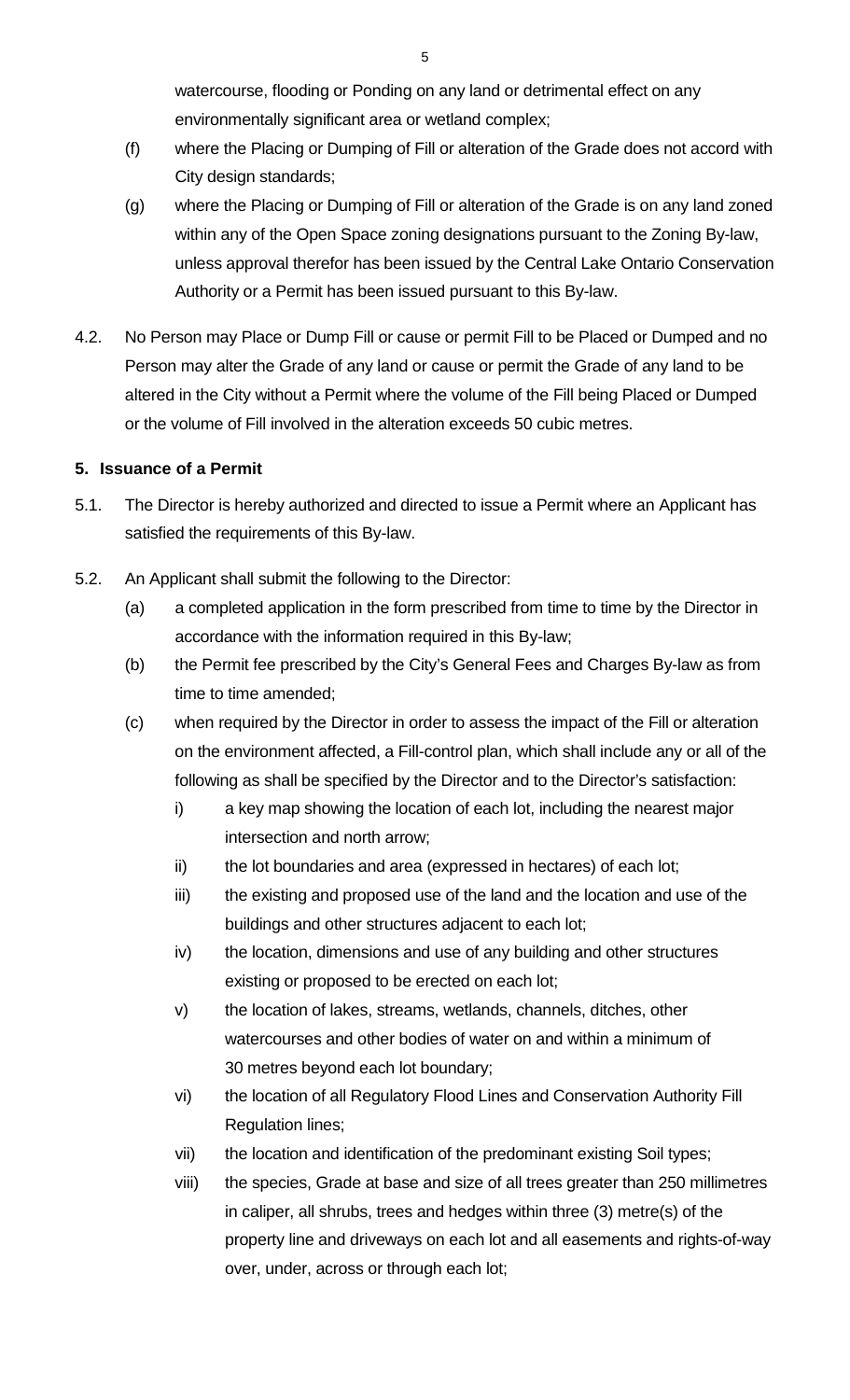watercourse, flooding or Ponding on any land or detrimental effect on any environmentally significant area or wetland complex;

(f) where the Placing or Dumping of Fill or alteration of the Grade does not accord with City design standards;

(g) where the Placing or Dumping of Fill or alteration of the Grade is on any land zoned within any of the Open Space zoning designations pursuant to the Zoning By-law, unless approval therefor has been issued by the Central Lake Ontario Conservation Authority or a Permit has been issued pursuant to this By-law.

4.2. No Person may Place or Dump Fill or cause or permit Fill to be Placed or Dumped and no Person may alter the Grade of any land or cause or permit the Grade of any land to be altered in the City without a Permit where the volume of the Fill being Placed or Dumped or the volume of Fill involved in the alteration exceeds 50 cubic metres.

**5. Issuance of a Permit**

5.1. The Director is hereby authorized and directed to issue a Permit where an Applicant has satisfied the requirements of this By-law.

5.2. An Applicant shall submit the following to the Director:

(a) a completed application in the form prescribed from time to time by the Director in accordance with the information required in this By-law;

(b) the Permit fee prescribed by the City's General Fees and Charges By-law as from time to time amended;

(c) when required by the Director in order to assess the impact of the Fill or alteration on the environment affected, a Fill-control plan, which shall include any or all of the following as shall be specified by the Director and to the Director's satisfaction:

i) a key map showing the location of each lot, including the nearest major intersection and north arrow;

ii) the lot boundaries and area (expressed in hectares) of each lot;

iii) the existing and proposed use of the land and the location and use of the buildings and other structures adjacent to each lot;

iv) the location, dimensions and use of any building and other structures existing or proposed to be erected on each lot;

v) the location of lakes, streams, wetlands, channels, ditches, other watercourses and other bodies of water on and within a minimum of 30 metres beyond each lot boundary;

vi) the location of all Regulatory Flood Lines and Conservation Authority Fill Regulation lines;

vii) the location and identification of the predominant existing Soil types;

viii) the species, Grade at base and size of all trees greater than 250 millimetres in caliper, all shrubs, trees and hedges within three (3) metre(s) of the property line and driveways on each lot and all easements and rights-of-way over, under, across or through each lot;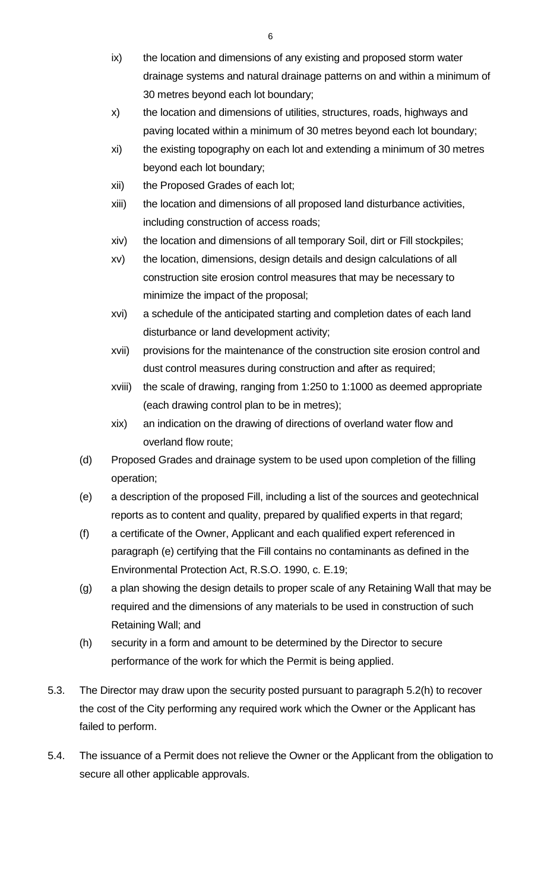ix) the location and dimensions of any existing and proposed storm water drainage systems and natural drainage patterns on and within a minimum of 30 metres beyond each lot boundary;

x) the location and dimensions of utilities, structures, roads, highways and paving located within a minimum of 30 metres beyond each lot boundary;

xi) the existing topography on each lot and extending a minimum of 30 metres beyond each lot boundary;

xii) the Proposed Grades of each lot;

xiii) the location and dimensions of all proposed land disturbance activities, including construction of access roads;

xiv) the location and dimensions of all temporary Soil, dirt or Fill stockpiles;

xv) the location, dimensions, design details and design calculations of all construction site erosion control measures that may be necessary to minimize the impact of the proposal;

xvi) a schedule of the anticipated starting and completion dates of each land disturbance or land development activity;

xvii) provisions for the maintenance of the construction site erosion control and dust control measures during construction and after as required;

xviii) the scale of drawing, ranging from 1:250 to 1:1000 as deemed appropriate (each drawing control plan to be in metres);

xix) an indication on the drawing of directions of overland water flow and overland flow route;

(d) Proposed Grades and drainage system to be used upon completion of the filling operation;

(e) a description of the proposed Fill, including a list of the sources and geotechnical reports as to content and quality, prepared by qualified experts in that regard;

(f) a certificate of the Owner, Applicant and each qualified expert referenced in paragraph (e) certifying that the Fill contains no contaminants as defined in the Environmental Protection Act, R.S.O. 1990, c. E.19;

(g) a plan showing the design details to proper scale of any Retaining Wall that may be required and the dimensions of any materials to be used in construction of such Retaining Wall; and

(h) security in a form and amount to be determined by the Director to secure performance of the work for which the Permit is being applied.

5.3. The Director may draw upon the security posted pursuant to paragraph 5.2(h) to recover the cost of the City performing any required work which the Owner or the Applicant has failed to perform.

5.4. The issuance of a Permit does not relieve the Owner or the Applicant from the obligation to secure all other applicable approvals.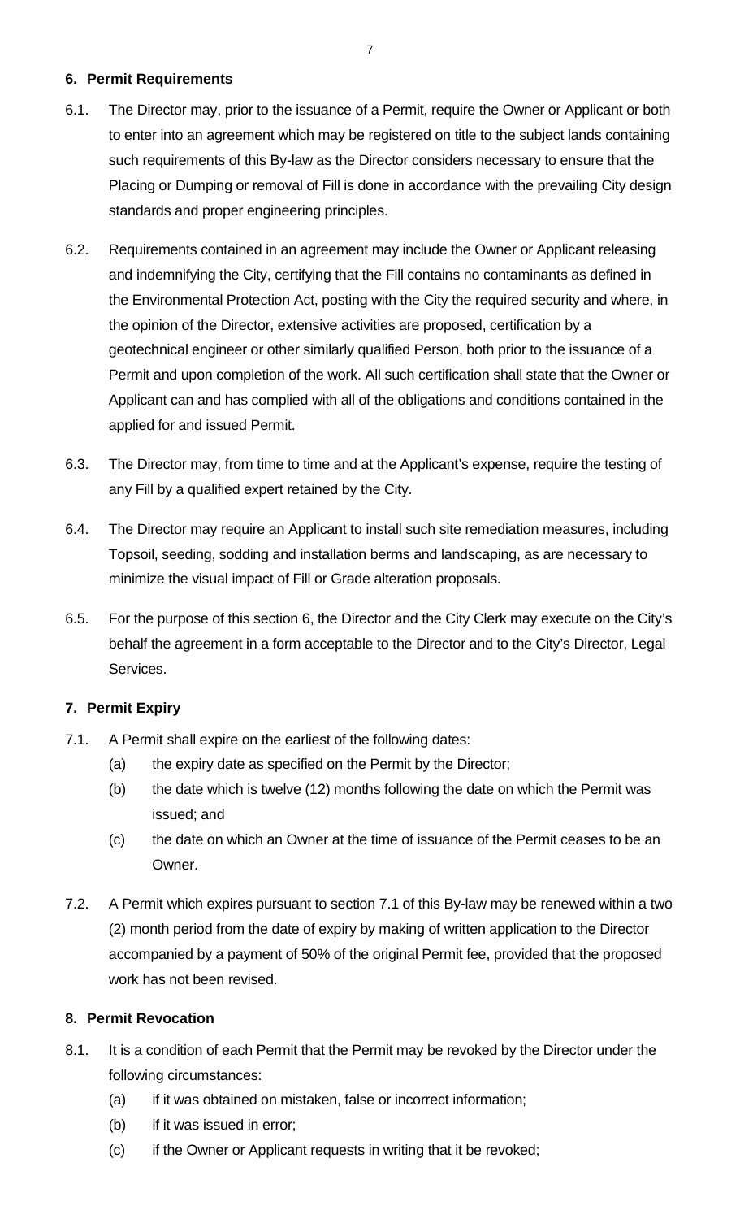### 6. Permit Requirements

6.1. The Director may, prior to the issuance of a Permit, require the Owner or Applicant or both to enter into an agreement which may be registered on title to the subject lands containing such requirements of this By-law as the Director considers necessary to ensure that the Placing or Dumping or removal of Fill is done in accordance with the prevailing City design standards and proper engineering principles.

6.2. Requirements contained in an agreement may include the Owner or Applicant releasing and indemnifying the City, certifying that the Fill contains no contaminants as defined in the Environmental Protection Act, posting with the City the required security and where, in the opinion of the Director, extensive activities are proposed, certification by a geotechnical engineer or other similarly qualified Person, both prior to the issuance of a Permit and upon completion of the work. All such certification shall state that the Owner or Applicant can and has complied with all of the obligations and conditions contained in the applied for and issued Permit.

6.3. The Director may, from time to time and at the Applicant's expense, require the testing of any Fill by a qualified expert retained by the City.

6.4. The Director may require an Applicant to install such site remediation measures, including Topsoil, seeding, sodding and installation berms and landscaping, as are necessary to minimize the visual impact of Fill or Grade alteration proposals.

6.5. For the purpose of this section 6, the Director and the City Clerk may execute on the City's behalf the agreement in a form acceptable to the Director and to the City's Director, Legal Services.

### 7. Permit Expiry

7.1. A Permit shall expire on the earliest of the following dates:

- (a) the expiry date as specified on the Permit by the Director;
- (b) the date which is twelve (12) months following the date on which the Permit was issued; and
- (c) the date on which an Owner at the time of issuance of the Permit ceases to be an Owner.

7.2. A Permit which expires pursuant to section 7.1 of this By-law may be renewed within a two (2) month period from the date of expiry by making of written application to the Director accompanied by a payment of 50% of the original Permit fee, provided that the proposed work has not been revised.

### 8. Permit Revocation

8.1. It is a condition of each Permit that the Permit may be revoked by the Director under the following circumstances:

- (a) if it was obtained on mistaken, false or incorrect information;
- (b) if it was issued in error;
- (c) if the Owner or Applicant requests in writing that it be revoked;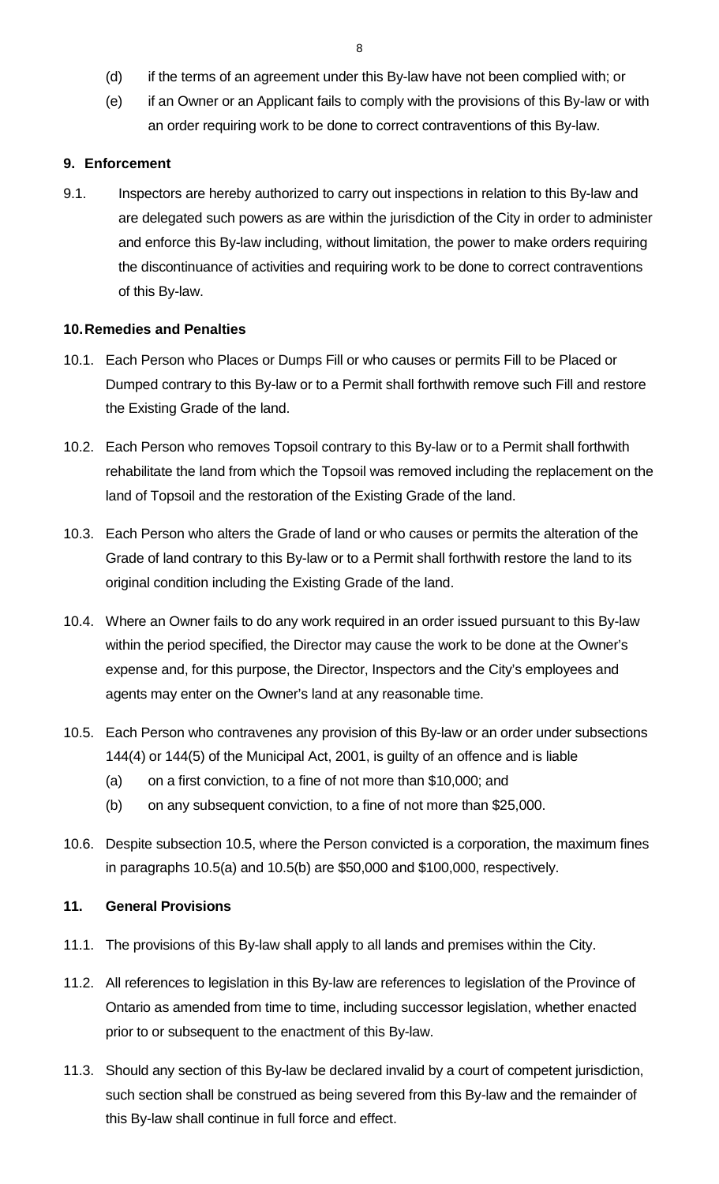(d) if the terms of an agreement under this By-law have not been complied with; or

(e) if an Owner or an Applicant fails to comply with the provisions of this By-law or with an order requiring work to be done to correct contraventions of this By-law.

**9. Enforcement**

9.1. Inspectors are hereby authorized to carry out inspections in relation to this By-law and are delegated such powers as are within the jurisdiction of the City in order to administer and enforce this By-law including, without limitation, the power to make orders requiring the discontinuance of activities and requiring work to be done to correct contraventions of this By-law.

**10. Remedies and Penalties**

10.1. Each Person who Places or Dumps Fill or who causes or permits Fill to be Placed or Dumped contrary to this By-law or to a Permit shall forthwith remove such Fill and restore the Existing Grade of the land.

10.2. Each Person who removes Topsoil contrary to this By-law or to a Permit shall forthwith rehabilitate the land from which the Topsoil was removed including the replacement on the land of Topsoil and the restoration of the Existing Grade of the land.

10.3. Each Person who alters the Grade of land or who causes or permits the alteration of the Grade of land contrary to this By-law or to a Permit shall forthwith restore the land to its original condition including the Existing Grade of the land.

10.4. Where an Owner fails to do any work required in an order issued pursuant to this By-law within the period specified, the Director may cause the work to be done at the Owner's expense and, for this purpose, the Director, Inspectors and the City's employees and agents may enter on the Owner's land at any reasonable time.

10.5. Each Person who contravenes any provision of this By-law or an order under subsections 144(4) or 144(5) of the Municipal Act, 2001, is guilty of an offence and is liable

(a) on a first conviction, to a fine of not more than $10,000; and

(b) on any subsequent conviction, to a fine of not more than $25,000.

10.6. Despite subsection 10.5, where the Person convicted is a corporation, the maximum fines in paragraphs 10.5(a) and 10.5(b) are $50,000 and $100,000, respectively.

**11. General Provisions**

11.1. The provisions of this By-law shall apply to all lands and premises within the City.

11.2. All references to legislation in this By-law are references to legislation of the Province of Ontario as amended from time to time, including successor legislation, whether enacted prior to or subsequent to the enactment of this By-law.

11.3. Should any section of this By-law be declared invalid by a court of competent jurisdiction, such section shall be construed as being severed from this By-law and the remainder of this By-law shall continue in full force and effect.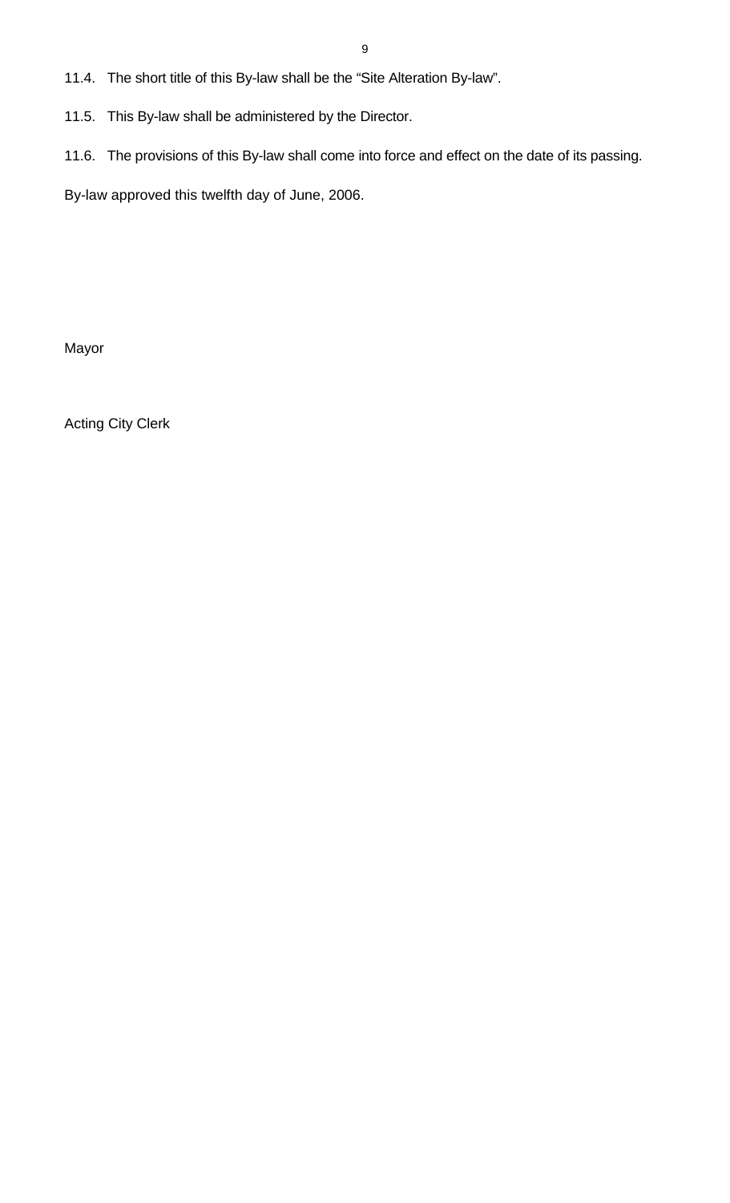11.4. The short title of this By-law shall be the “Site Alteration By-law”.

11.5. This By-law shall be administered by the Director.

11.6. The provisions of this By-law shall come into force and effect on the date of its passing.

By-law approved this twelfth day of June, 2006.

Mayor

Acting City Clerk